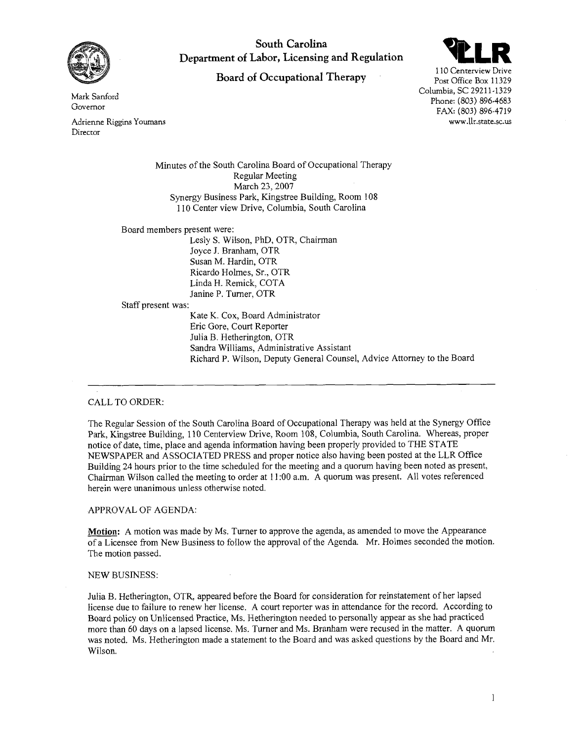South Carolina
Department of Labor, Licensing and Regulation

**Board of Occupational Therapy**

Mark Sanford
Governor

Adrienne Riggins Youmans
Director

110 Centerview Drive
Post Office Box 11329
Columbia, SC 29211-1329
Phone: (803) 896-4683
FAX: (803) 896-4719
www.llr.state.sc.us

Minutes of the South Carolina Board of Occupational Therapy
Regular Meeting
March 23, 2007
Synergy Business Park, Kingstree Building, Room 108
110 Center view Drive, Columbia, South Carolina

Board members present were:

Lesly S. Wilson, PhD, OTR, Chairman
Joyce J. Branham, OTR
Susan M. Hardin, OTR
Ricardo Holmes, Sr., OTR
Linda H. Remick, COTA
Janine P. Turner, OTR

Staff present was:

Kate K. Cox, Board Administrator
Eric Gore, Court Reporter
Julia B. Hetherington, OTR
Sandra Williams, Administrative Assistant
Richard P. Wilson, Deputy General Counsel, Advice Attorney to the Board

---

CALL TO ORDER:

The Regular Session of the South Carolina Board of Occupational Therapy was held at the Synergy Office Park, Kingstree Building, 110 Centerview Drive, Room 108, Columbia, South Carolina. Whereas, proper notice of date, time, place and agenda information having been properly provided to THE STATE NEWSPAPER and ASSOCIATED PRESS and proper notice also having been posted at the LLR Office Building 24 hours prior to the time scheduled for the meeting and a quorum having been noted as present, Chairman Wilson called the meeting to order at 11:00 a.m. A quorum was present. All votes referenced herein were unanimous unless otherwise noted.

APPROVAL OF AGENDA:

**Motion:** A motion was made by Ms. Turner to approve the agenda, as amended to move the Appearance of a Licensee from New Business to follow the approval of the Agenda. Mr. Holmes seconded the motion. The motion passed.

NEW BUSINESS:

Julia B. Hetherington, OTR, appeared before the Board for consideration for reinstatement of her lapsed license due to failure to renew her license. A court reporter was in attendance for the record. According to Board policy on Unlicensed Practice, Ms. Hetherington needed to personally appear as she had practiced more than 60 days on a lapsed license. Ms. Turner and Ms. Branham were recused in the matter. A quorum was noted. Ms. Hetherington made a statement to the Board and was asked questions by the Board and Mr. Wilson.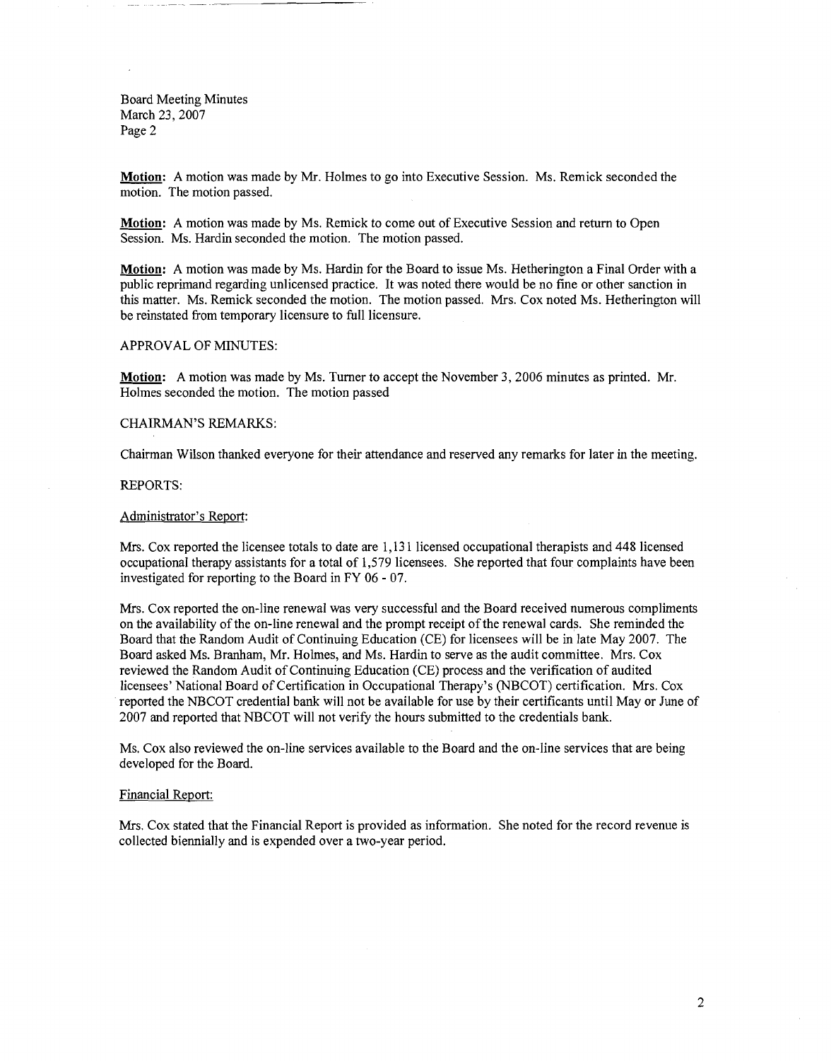**Motion:** A motion was made by Mr. Holmes to go into Executive Session. Ms. Remick seconded the motion. The motion passed.

**Motion:** A motion was made by Ms. Remick to come out of Executive Session and return to Open Session. Ms. Hardin seconded the motion. The motion passed.

**Motion:** A motion was made by Ms. Hardin for the Board to issue Ms. Hetherington a Final Order with a public reprimand regarding unlicensed practice. It was noted there would be no fine or other sanction in this matter. Ms. Remick seconded the motion. The motion passed. Mrs. Cox noted Ms. Hetherington will be reinstated from temporary licensure to full licensure.

APPROVAL OF MINUTES:

**Motion:** A motion was made by Ms. Turner to accept the November 3, 2006 minutes as printed. Mr. Holmes seconded the motion. The motion passed

CHAIRMAN'S REMARKS:

Chairman Wilson thanked everyone for their attendance and reserved any remarks for later in the meeting.

REPORTS:

Administrator's Report:

Mrs. Cox reported the licensee totals to date are 1,131 licensed occupational therapists and 448 licensed occupational therapy assistants for a total of 1,579 licensees. She reported that four complaints have been investigated for reporting to the Board in FY 06 - 07.

Mrs. Cox reported the on-line renewal was very successful and the Board received numerous compliments on the availability of the on-line renewal and the prompt receipt of the renewal cards. She reminded the Board that the Random Audit of Continuing Education (CE) for licensees will be in late May 2007. The Board asked Ms. Branham, Mr. Holmes, and Ms. Hardin to serve as the audit committee. Mrs. Cox reviewed the Random Audit of Continuing Education (CE) process and the verification of audited licensees' National Board of Certification in Occupational Therapy's (NBCOT) certification. Mrs. Cox reported the NBCOT credential bank will not be available for use by their certificants until May or June of 2007 and reported that NBCOT will not verify the hours submitted to the credentials bank.

Ms. Cox also reviewed the on-line services available to the Board and the on-line services that are being developed for the Board.

Financial Report:

Mrs. Cox stated that the Financial Report is provided as information. She noted for the record revenue is collected biennially and is expended over a two-year period.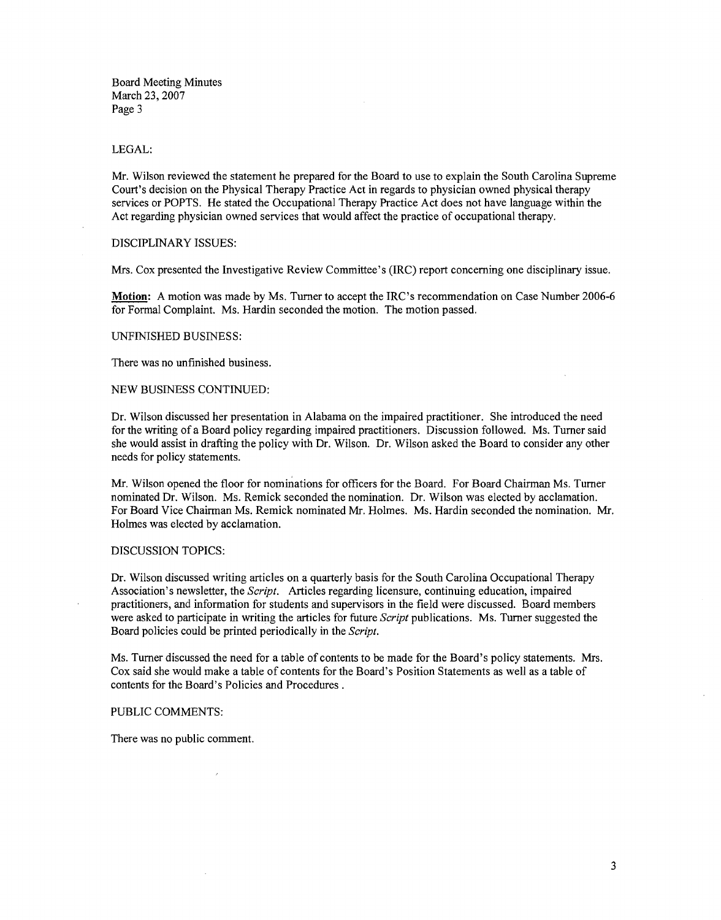LEGAL:

Mr. Wilson reviewed the statement he prepared for the Board to use to explain the South Carolina Supreme Court's decision on the Physical Therapy Practice Act in regards to physician owned physical therapy services or POPTS. He stated the Occupational Therapy Practice Act does not have language within the Act regarding physician owned services that would affect the practice of occupational therapy.

DISCIPLINARY ISSUES:

Mrs. Cox presented the Investigative Review Committee's (IRC) report concerning one disciplinary issue.

**Motion:** A motion was made by Ms. Turner to accept the IRC's recommendation on Case Number 2006-6 for Formal Complaint. Ms. Hardin seconded the motion. The motion passed.

UNFINISHED BUSINESS:

There was no unfinished business.

NEW BUSINESS CONTINUED:

Dr. Wilson discussed her presentation in Alabama on the impaired practitioner. She introduced the need for the writing of a Board policy regarding impaired practitioners. Discussion followed. Ms. Turner said she would assist in drafting the policy with Dr. Wilson. Dr. Wilson asked the Board to consider any other needs for policy statements.

Mr. Wilson opened the floor for nominations for officers for the Board. For Board Chairman Ms. Turner nominated Dr. Wilson. Ms. Remick seconded the nomination. Dr. Wilson was elected by acclamation. For Board Vice Chairman Ms. Remick nominated Mr. Holmes. Ms. Hardin seconded the nomination. Mr. Holmes was elected by acclamation.

DISCUSSION TOPICS:

Dr. Wilson discussed writing articles on a quarterly basis for the South Carolina Occupational Therapy Association's newsletter, the *Script*. Articles regarding licensure, continuing education, impaired practitioners, and information for students and supervisors in the field were discussed. Board members were asked to participate in writing the articles for future *Script* publications. Ms. Turner suggested the Board policies could be printed periodically in the *Script*.

Ms. Turner discussed the need for a table of contents to be made for the Board's policy statements. Mrs. Cox said she would make a table of contents for the Board's Position Statements as well as a table of contents for the Board's Policies and Procedures .

PUBLIC COMMENTS:

There was no public comment.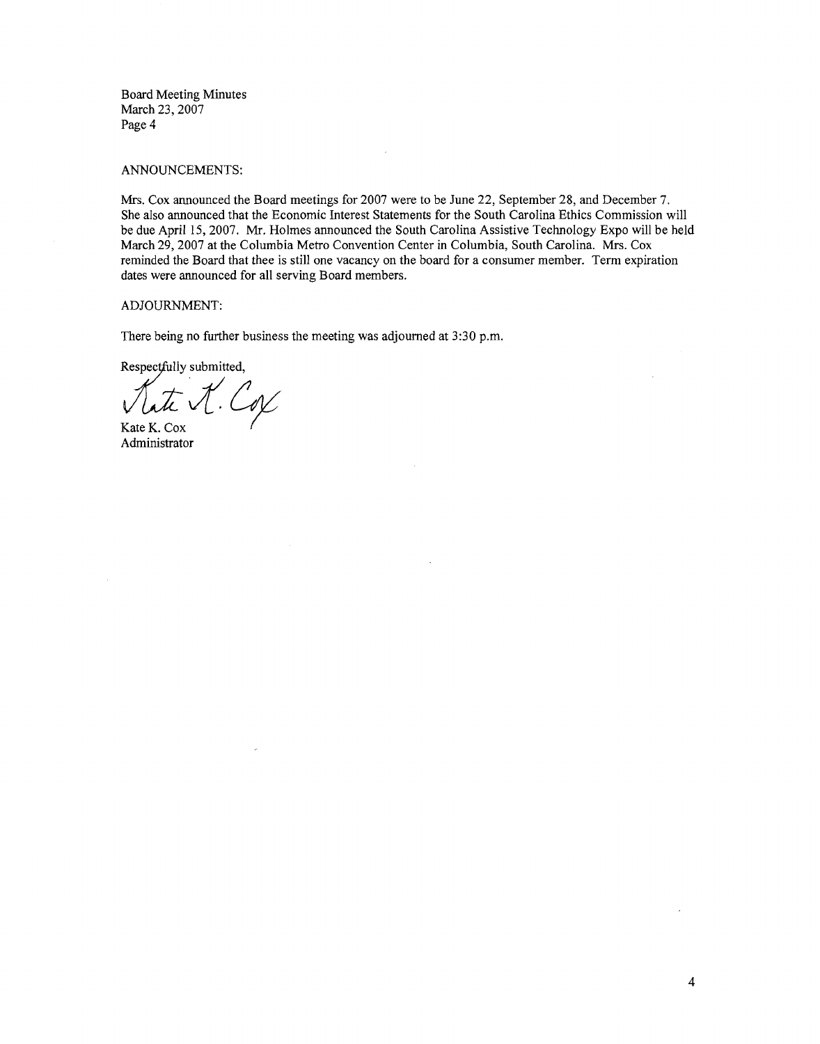ANNOUNCEMENTS:

Mrs. Cox announced the Board meetings for 2007 were to be June 22, September 28, and December 7. She also announced that the Economic Interest Statements for the South Carolina Ethics Commission will be due April 15, 2007. Mr. Holmes announced the South Carolina Assistive Technology Expo will be held March 29, 2007 at the Columbia Metro Convention Center in Columbia, South Carolina. Mrs. Cox reminded the Board that thee is still one vacancy on the board for a consumer member. Term expiration dates were announced for all serving Board members.

ADJOURNMENT:

There being no further business the meeting was adjourned at 3:30 p.m.

Respectfully submitted,

Kate K. Cox

Kate K. Cox
Administrator